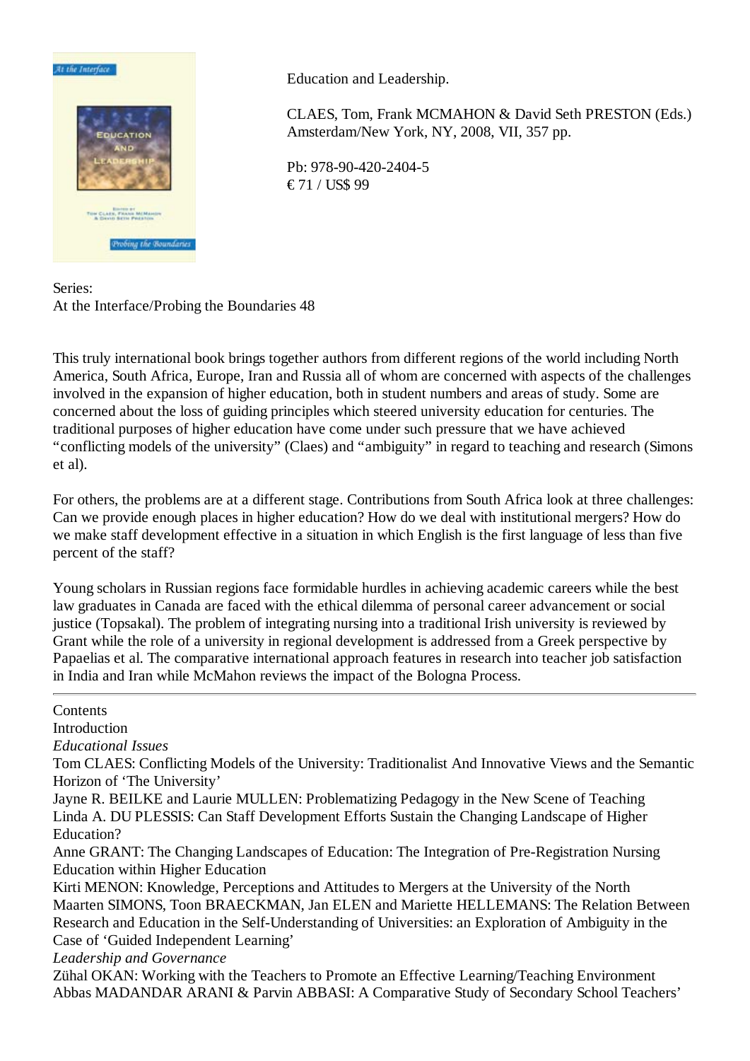Education and Leadership.

CLAES, Tom, Frank MCMAHON & David Seth PRESTON (Eds.)
Amsterdam/New York, NY, 2008, VII, 357 pp.

Pb: 978-90-420-2404-5
€ 71 / US$ 99

Series:
At the Interface/Probing the Boundaries 48

This truly international book brings together authors from different regions of the world including North America, South Africa, Europe, Iran and Russia all of whom are concerned with aspects of the challenges involved in the expansion of higher education, both in student numbers and areas of study. Some are concerned about the loss of guiding principles which steered university education for centuries. The traditional purposes of higher education have come under such pressure that we have achieved "conflicting models of the university" (Claes) and "ambiguity" in regard to teaching and research (Simons et al).

For others, the problems are at a different stage. Contributions from South Africa look at three challenges: Can we provide enough places in higher education? How do we deal with institutional mergers? How do we make staff development effective in a situation in which English is the first language of less than five percent of the staff?

Young scholars in Russian regions face formidable hurdles in achieving academic careers while the best law graduates in Canada are faced with the ethical dilemma of personal career advancement or social justice (Topsakal). The problem of integrating nursing into a traditional Irish university is reviewed by Grant while the role of a university in regional development is addressed from a Greek perspective by Papaelias et al. The comparative international approach features in research into teacher job satisfaction in India and Iran while McMahon reviews the impact of the Bologna Process.

---

Contents
Introduction
*Educational Issues*
Tom CLAES: Conflicting Models of the University: Traditionalist And Innovative Views and the Semantic Horizon of 'The University'
Jayne R. BEILKE and Laurie MULLEN: Problematizing Pedagogy in the New Scene of Teaching
Linda A. DU PLESSIS: Can Staff Development Efforts Sustain the Changing Landscape of Higher Education?
Anne GRANT: The Changing Landscapes of Education: The Integration of Pre-Registration Nursing Education within Higher Education
Kirti MENON: Knowledge, Perceptions and Attitudes to Mergers at the University of the North
Maarten SIMONS, Toon BRAECKMAN, Jan ELEN and Mariette HELLEMANS: The Relation Between Research and Education in the Self-Understanding of Universities: an Exploration of Ambiguity in the Case of 'Guided Independent Learning'
*Leadership and Governance*
Zühal OKAN: Working with the Teachers to Promote an Effective Learning/Teaching Environment
Abbas MADANDAR ARANI & Parvin ABBASI: A Comparative Study of Secondary School Teachers'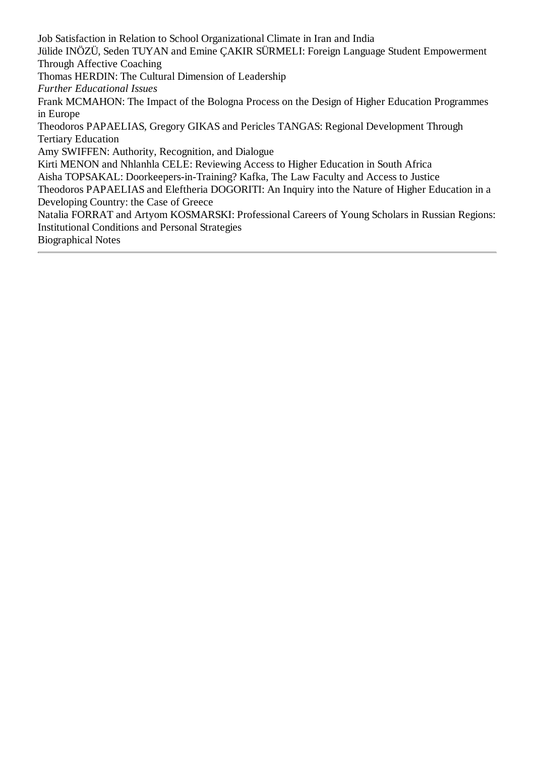Job Satisfaction in Relation to School Organizational Climate in Iran and India

Jülide INÖZÜ, Seden TUYAN and Emine ÇAKIR SÜRMELI: Foreign Language Student Empowerment Through Affective Coaching

Thomas HERDIN: The Cultural Dimension of Leadership

*Further Educational Issues*

Frank MCMAHON: The Impact of the Bologna Process on the Design of Higher Education Programmes in Europe

Theodoros PAPAELIAS, Gregory GIKAS and Pericles TANGAS: Regional Development Through Tertiary Education

Amy SWIFFEN: Authority, Recognition, and Dialogue

Kirti MENON and Nhlanhla CELE: Reviewing Access to Higher Education in South Africa

Aisha TOPSAKAL: Doorkeepers-in-Training? Kafka, The Law Faculty and Access to Justice

Theodoros PAPAELIAS and Eleftheria DOGORITI: An Inquiry into the Nature of Higher Education in a Developing Country: the Case of Greece

Natalia FORRAT and Artyom KOSMARSKI: Professional Careers of Young Scholars in Russian Regions: Institutional Conditions and Personal Strategies

Biographical Notes